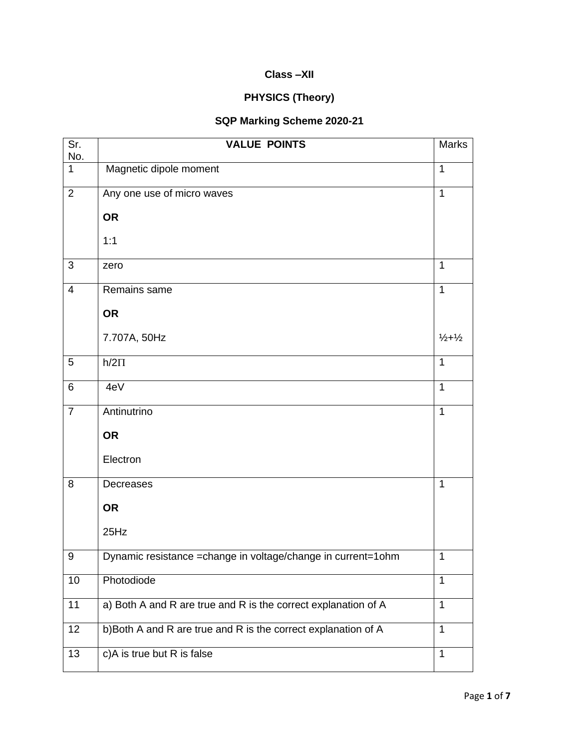**Class –XII**

**PHYSICS (Theory)**

**SQP Marking Scheme 2020-21**

| Sr. No. | VALUE POINTS | Marks |
|---|---|---|
| 1 | Magnetic dipole moment | 1 |
| 2 | Any one use of micro waves<br><br>**OR**<br><br>1:1 | 1 |
| 3 | zero | 1 |
| 4 | Remains same<br><br>**OR**<br><br>7.707A, 50Hz | 1<br><br><br><br>½+½ |
| 5 | h/2Π | 1 |
| 6 | 4eV | 1 |
| 7 | Antinutrino<br><br>**OR**<br><br>Electron | 1 |
| 8 | Decreases<br><br>**OR**<br><br>25Hz | 1 |
| 9 | Dynamic resistance =change in voltage/change in current=1ohm | 1 |
| 10 | Photodiode | 1 |
| 11 | a) Both A and R are true and R is the correct explanation of A | 1 |
| 12 | b)Both A and R are true and R is the correct explanation of A | 1 |
| 13 | c)A is true but R is false | 1 |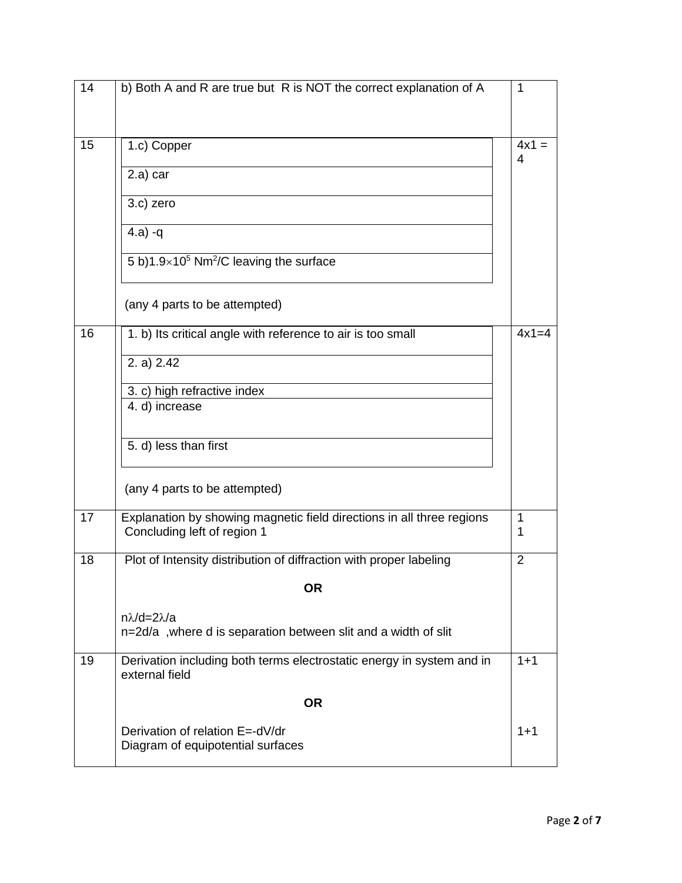| | | |
|---|---|---|
| 14 | b) Both A and R are true but R is NOT the correct explanation of A | 1 |
| 15 | 1.c) Copper<br>2.a) car<br>3.c) zero<br>4.a) -q<br>5 b)$1.9\times10^5$ $Nm^2/C$ leaving the surface<br><br>(any 4 parts to be attempted) | 4x1 = 4 |
| 16 | 1. b) Its critical angle with reference to air is too small<br>2. a) 2.42<br>3. c) high refractive index<br>4. d) increase<br>5. d) less than first<br><br>(any 4 parts to be attempted) | 4x1=4 |
| 17 | Explanation by showing magnetic field directions in all three regions<br>Concluding left of region 1 | 1<br>1 |
| 18 | Plot of Intensity distribution of diffraction with proper labeling<br><br>**OR**<br><br>$n\lambda/d=2\lambda/a$<br>$n=2d/a$ ,where d is separation between slit and a width of slit | 2 |
| 19 | Derivation including both terms electrostatic energy in system and in external field<br><br>**OR**<br><br>Derivation of relation $E=-dV/dr$<br>Diagram of equipotential surfaces | 1+1<br><br><br><br>1+1 |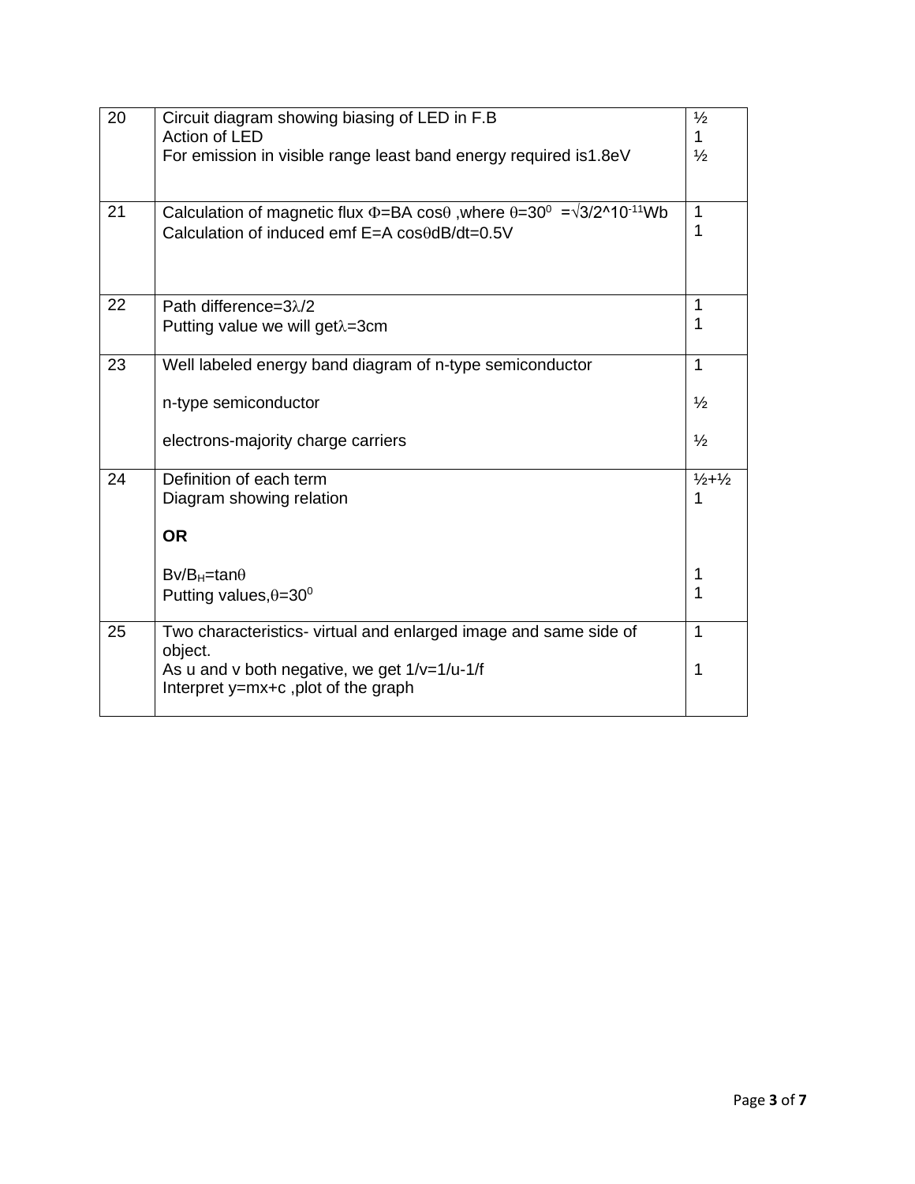| | | |
|---|---|---|
| 20 | Circuit diagram showing biasing of LED in F.B<br>Action of LED<br>For emission in visible range least band energy required is1.8eV | ½<br>1<br>½ |
| 21 | Calculation of magnetic flux $\Phi$=BA cos$\theta$ ,where $\theta=30^0$ =$\sqrt{3}/2$^$10^{-11}$Wb<br>Calculation of induced emf E=A cos$\theta$dB/dt=0.5V | 1<br>1 |
| 22 | Path difference=3$\lambda$/2<br>Putting value we will get$\lambda$=3cm | 1<br>1 |
| 23 | Well labeled energy band diagram of n-type semiconductor<br><br>n-type semiconductor<br><br>electrons-majority charge carriers | 1<br><br>½<br><br>½ |
| 24 | Definition of each term<br>Diagram showing relation<br><br>**OR**<br><br>$B_V/B_H=\tan\theta$<br>Putting values,$\theta=30^0$ | ½+½<br>1<br><br><br><br>1<br>1 |
| 25 | Two characteristics- virtual and enlarged image and same side of object.<br>As u and v both negative, we get 1/v=1/u-1/f<br>Interpret y=mx+c ,plot of the graph | 1<br><br>1 |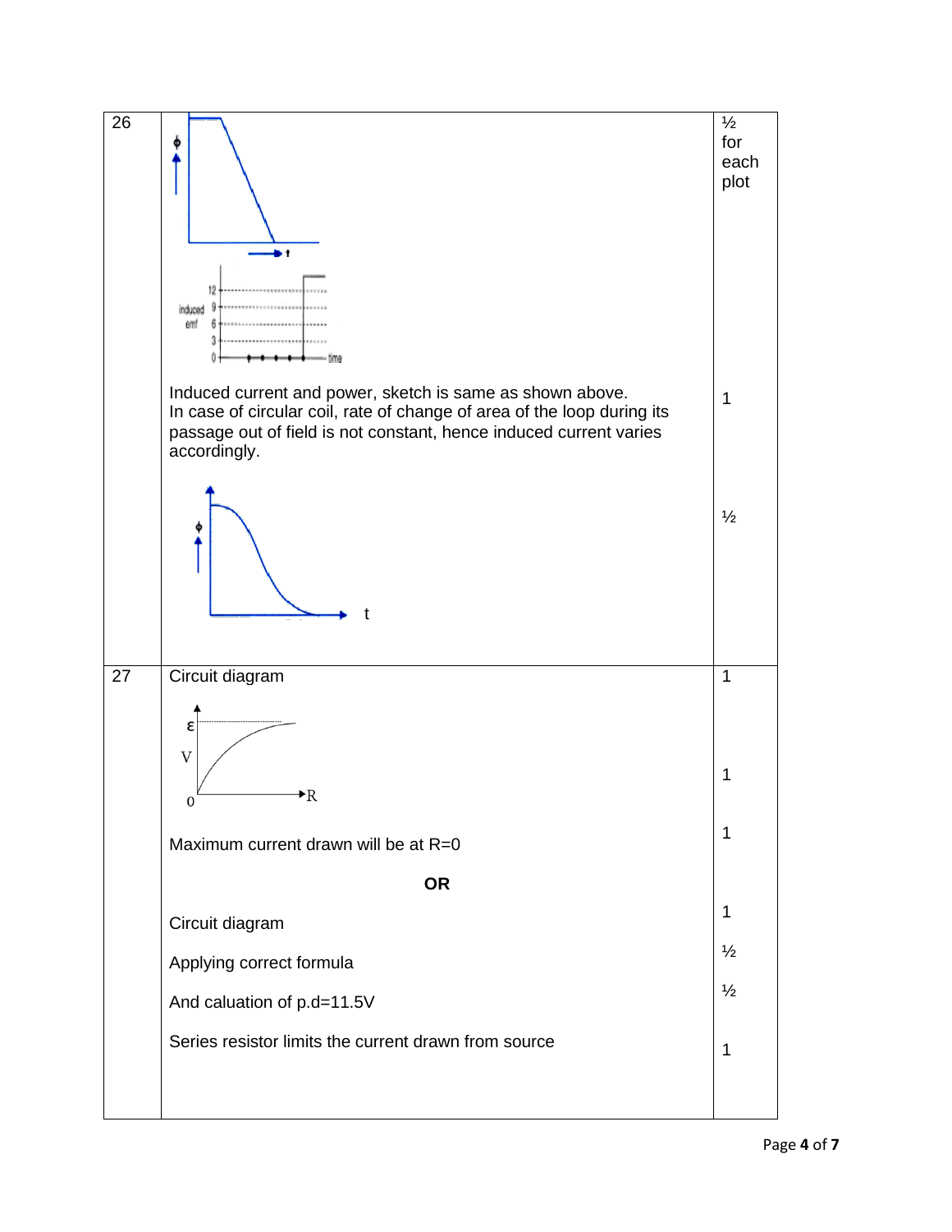| | | |
|---|---|---|
| 26 | Induced current and power, sketch is same as shown above.<br>In case of circular coil, rate of change of area of the loop during its passage out of field is not constant, hence induced current varies accordingly. | ½ for each plot<br><br>1<br><br>½ |
| 27 | Circuit diagram<br><br>Maximum current drawn will be at R=0<br><br>**OR**<br><br>Circuit diagram<br><br>Applying correct formula<br><br>And caluation of p.d=11.5V<br><br>Series resistor limits the current drawn from source | 1<br><br>1<br><br>1<br><br>1<br><br>½<br><br>½<br><br>1 |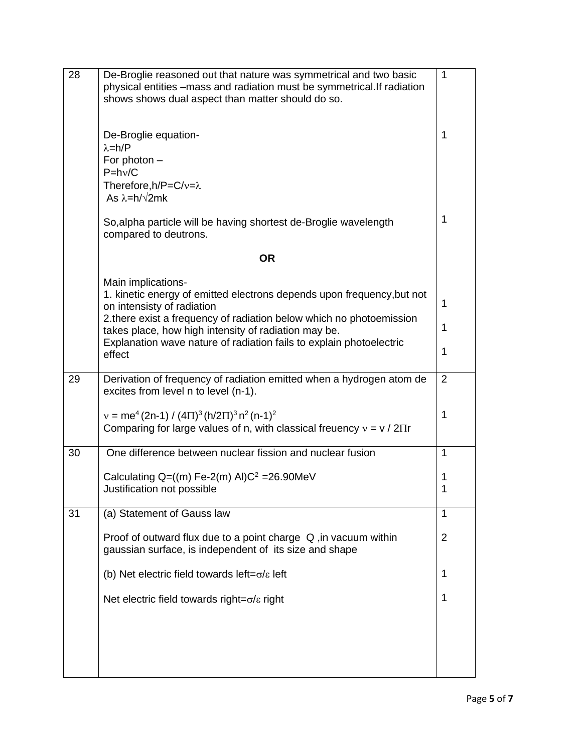| | | |
|---|---|---|
| 28 | De-Broglie reasoned out that nature was symmetrical and two basic physical entities –mass and radiation must be symmetrical.If radiation shows shows dual aspect than matter should do so.<br><br>De-Broglie equation-<br>$\lambda$=h/P<br>For photon –<br>P=h$\nu$/C<br>Therefore,h/P=C/$\nu$=$\lambda$<br>As $\lambda$=h/$\sqrt{2mk}$<br><br>So,alpha particle will be having shortest de-Broglie wavelength compared to deutrons.<br><br>**OR**<br><br>Main implications-<br>1. kinetic energy of emitted electrons depends upon frequency,but not on intensisty of radiation<br>2.there exist a frequency of radiation below which no photoemission takes place, how high intensity of radiation may be.<br>Explanation wave nature of radiation fails to explain photoelectric effect | 1<br><br>1<br><br>1<br><br>1<br>1<br>1 |
| 29 | Derivation of frequency of radiation emitted when a hydrogen atom de excites from level n to level (n-1).<br><br>$\nu = me^4\,(2n\text{-}1) / (4\Pi)^3\,(h/2\Pi)^3\,n^2\,(n\text{-}1)^2$<br>Comparing for large values of n, with classical freuency $\nu$ = v / 2$\Pi$r | 2<br><br>1 |
| 30 | One difference between nuclear fission and nuclear fusion<br><br>Calculating Q=((m) Fe-2(m) Al)$C^2$ =26.90MeV<br>Justification not possible | 1<br><br>1<br>1 |
| 31 | (a) Statement of Gauss law<br><br>Proof of outward flux due to a point charge Q ,in vacuum within gaussian surface, is independent of its size and shape<br><br>(b) Net electric field towards left=$\sigma/\varepsilon$ left<br><br>Net electric field towards right=$\sigma/\varepsilon$ right | 1<br><br>2<br><br>1<br><br>1 |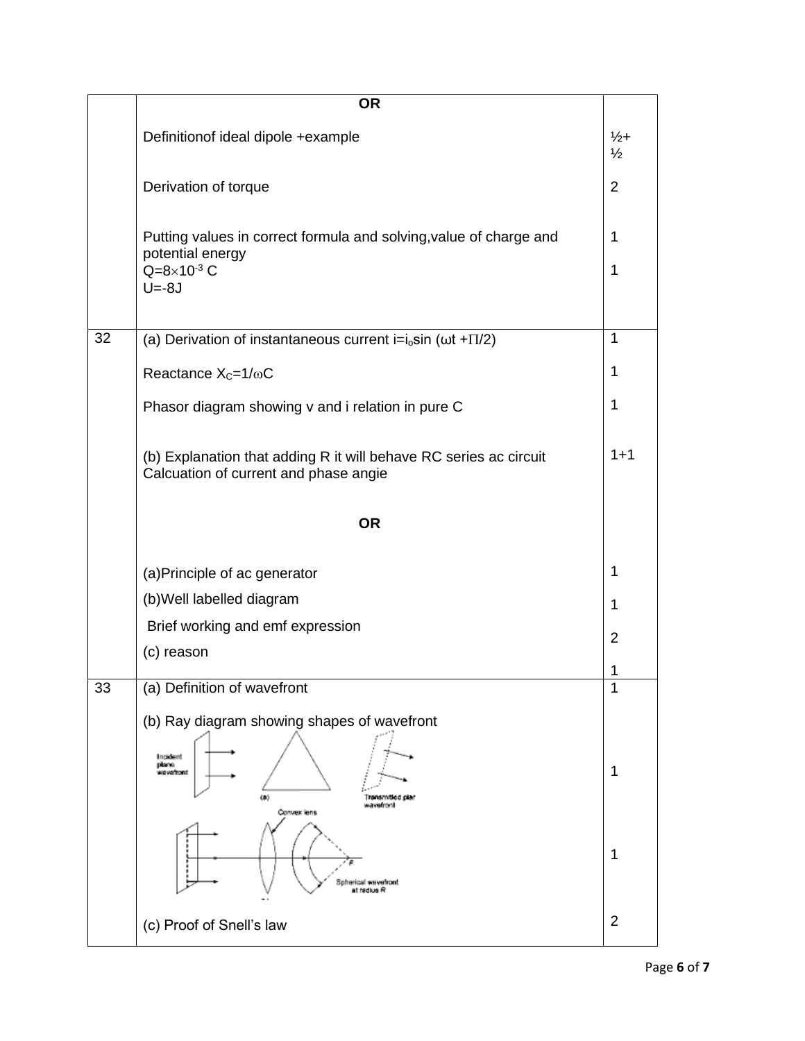| | | |
|---|---|---|
| | **OR** | |
| | Definitionof ideal dipole +example | ½+ ½ |
| | Derivation of torque | 2 |
| | Putting values in correct formula and solving,value of charge and potential energy<br>$Q=8\times10^{-3}$ C<br>$U=-8J$ | 1<br><br>1 |
| 32 | (a) Derivation of instantaneous current $i=i_o\sin(\omega t+\Pi/2)$ | 1 |
| | Reactance $X_C=1/\omega C$ | 1 |
| | Phasor diagram showing v and i relation in pure C | 1 |
| | (b) Explanation that adding R it will behave RC series ac circuit<br>Calcuation of current and phase angie | 1+1 |
| | **OR** | |
| | (a)Principle of ac generator | 1 |
| | (b)Well labelled diagram | 1 |
| | Brief working and emf expression | 2 |
| | (c) reason | 1 |
| 33 | (a) Definition of wavefront | 1 |
| | (b) Ray diagram showing shapes of wavefront | 1<br><br>1 |
| | (c) Proof of Snell's law | 2 |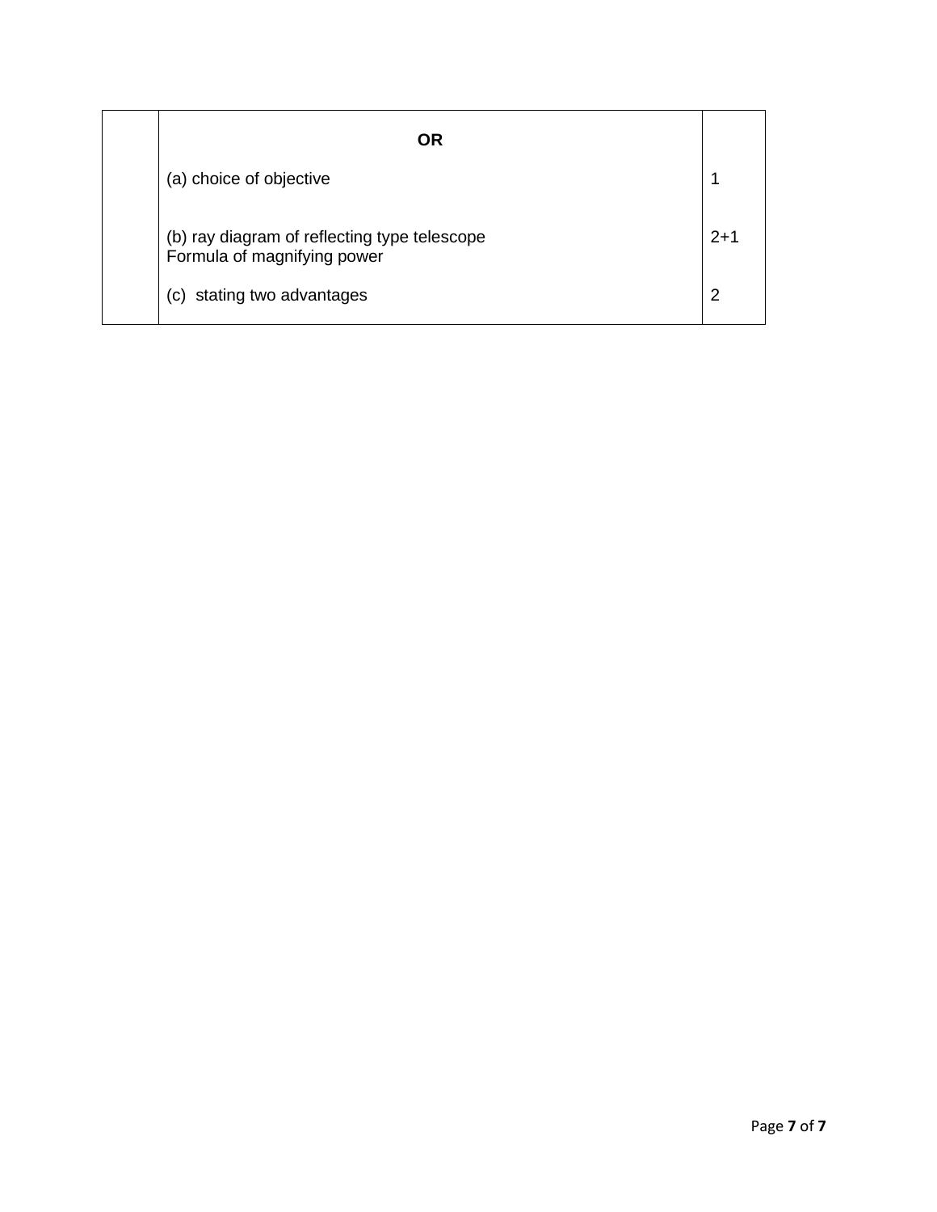| | | |
|---|---|---|
| | **OR** | |
| | (a) choice of objective | 1 |
| | (b) ray diagram of reflecting type telescope<br>Formula of magnifying power | 2+1 |
| | (c) stating two advantages | 2 |